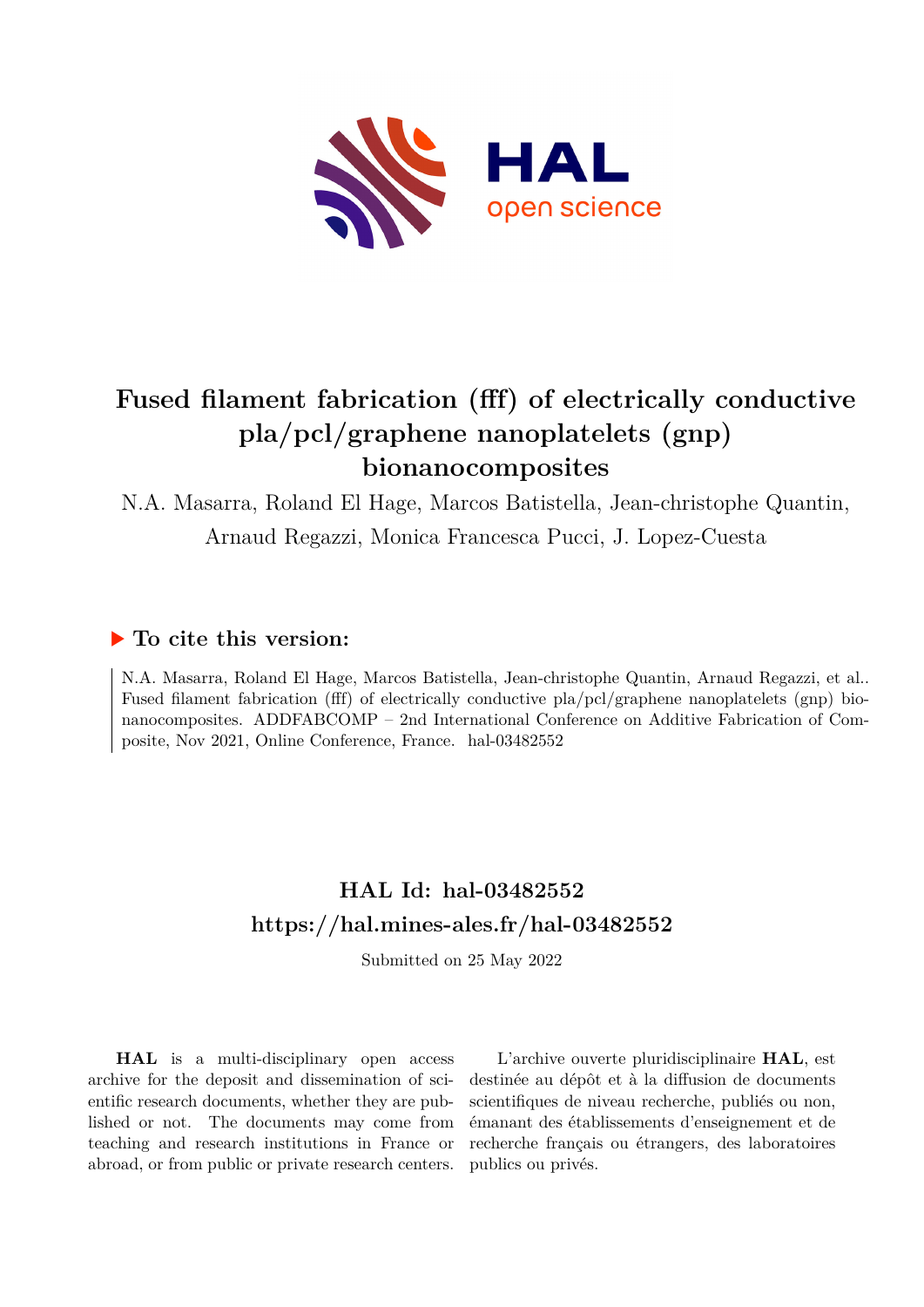# Fused filament fabrication (fff) of electrically conductive pla/pcl/graphene nanoplatelets (gnp) bionanocomposites

N.A. Masarra, Roland El Hage, Marcos Batistella, Jean-christophe Quantin, Arnaud Regazzi, Monica Francesca Pucci, J. Lopez-Cuesta

## ▶ To cite this version:

N.A. Masarra, Roland El Hage, Marcos Batistella, Jean-christophe Quantin, Arnaud Regazzi, et al.. Fused filament fabrication (fff) of electrically conductive pla/pcl/graphene nanoplatelets (gnp) bionanocomposites. ADDFABCOMP – 2nd International Conference on Additive Fabrication of Composite, Nov 2021, Online Conference, France. hal-03482552

## HAL Id: hal-03482552

## https://hal.mines-ales.fr/hal-03482552

Submitted on 25 May 2022

**HAL** is a multi-disciplinary open access archive for the deposit and dissemination of scientific research documents, whether they are published or not. The documents may come from teaching and research institutions in France or abroad, or from public or private research centers.

L'archive ouverte pluridisciplinaire **HAL**, est destinée au dépôt et à la diffusion de documents scientifiques de niveau recherche, publiés ou non, émanant des établissements d'enseignement et de recherche français ou étrangers, des laboratoires publics ou privés.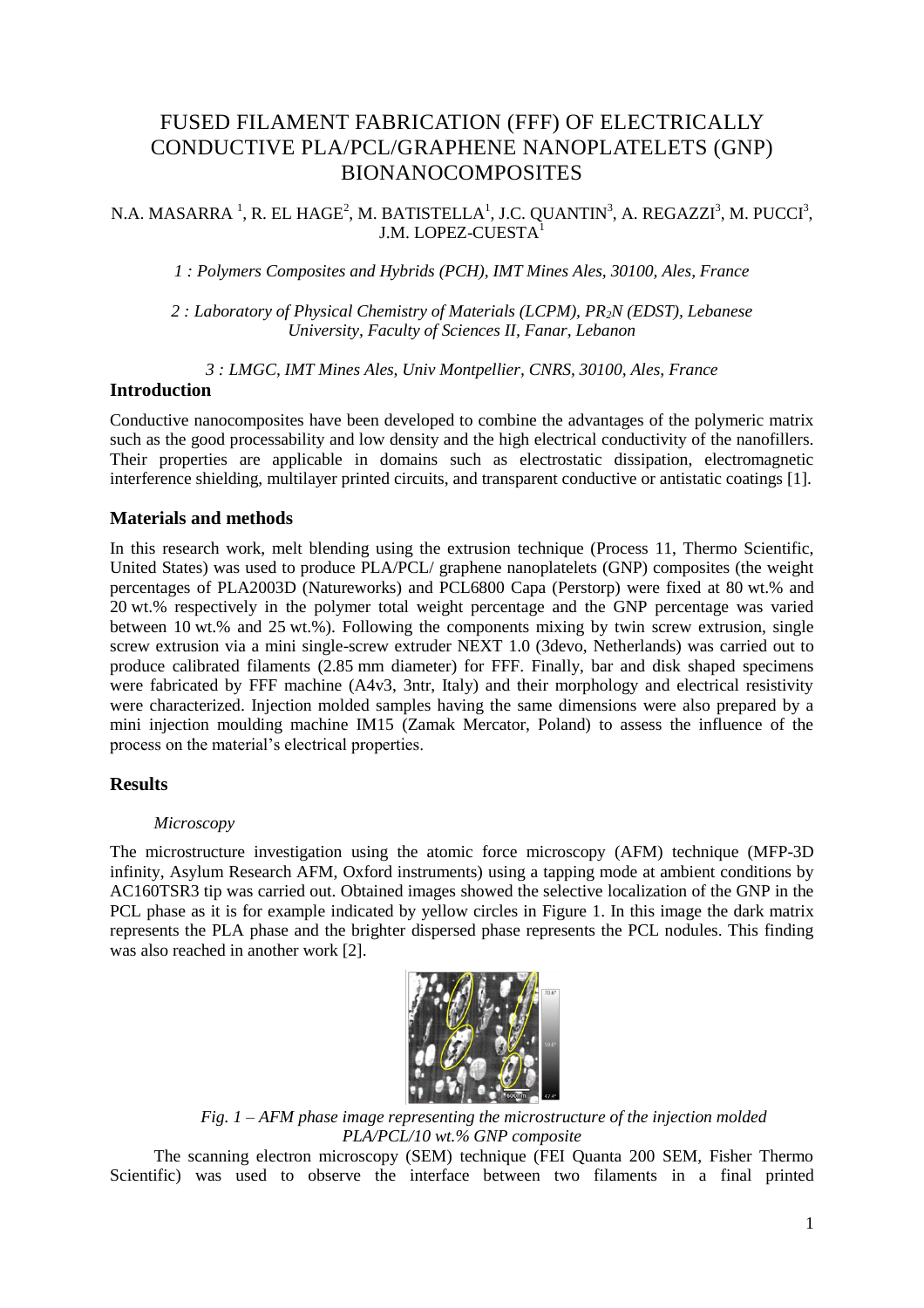# FUSED FILAMENT FABRICATION (FFF) OF ELECTRICALLY CONDUCTIVE PLA/PCL/GRAPHENE NANOPLATELETS (GNP) BIONANOCOMPOSITES

N.A. MASARRA [1], R. EL HAGE[2], M. BATISTELLA[1], J.C. QUANTIN[3], A. REGAZZI[3], M. PUCCI[3], J.M. LOPEZ-CUESTA[1]

*1 : Polymers Composites and Hybrids (PCH), IMT Mines Ales, 30100, Ales, France*

*2 : Laboratory of Physical Chemistry of Materials (LCPM), $PR_2N$ (EDST), Lebanese University, Faculty of Sciences II, Fanar, Lebanon*

*3 : LMGC, IMT Mines Ales, Univ Montpellier, CNRS, 30100, Ales, France*

## Introduction

Conductive nanocomposites have been developed to combine the advantages of the polymeric matrix such as the good processability and low density and the high electrical conductivity of the nanofillers. Their properties are applicable in domains such as electrostatic dissipation, electromagnetic interference shielding, multilayer printed circuits, and transparent conductive or antistatic coatings [1].

## Materials and methods

In this research work, melt blending using the extrusion technique (Process 11, Thermo Scientific, United States) was used to produce PLA/PCL/ graphene nanoplatelets (GNP) composites (the weight percentages of PLA2003D (Natureworks) and PCL6800 Capa (Perstorp) were fixed at 80 wt.% and 20 wt.% respectively in the polymer total weight percentage and the GNP percentage was varied between 10 wt.% and 25 wt.%). Following the components mixing by twin screw extrusion, single screw extrusion via a mini single-screw extruder NEXT 1.0 (3devo, Netherlands) was carried out to produce calibrated filaments (2.85 mm diameter) for FFF. Finally, bar and disk shaped specimens were fabricated by FFF machine (A4v3, 3ntr, Italy) and their morphology and electrical resistivity were characterized. Injection molded samples having the same dimensions were also prepared by a mini injection moulding machine IM15 (Zamak Mercator, Poland) to assess the influence of the process on the material's electrical properties.

## Results

### *Microscopy*

The microstructure investigation using the atomic force microscopy (AFM) technique (MFP-3D infinity, Asylum Research AFM, Oxford instruments) using a tapping mode at ambient conditions by AC160TSR3 tip was carried out. Obtained images showed the selective localization of the GNP in the PCL phase as it is for example indicated by yellow circles in Figure 1. In this image the dark matrix represents the PLA phase and the brighter dispersed phase represents the PCL nodules. This finding was also reached in another work [2].

*Fig. 1 – AFM phase image representing the microstructure of the injection molded PLA/PCL/10 wt.% GNP composite*

The scanning electron microscopy (SEM) technique (FEI Quanta 200 SEM, Fisher Thermo Scientific) was used to observe the interface between two filaments in a final printed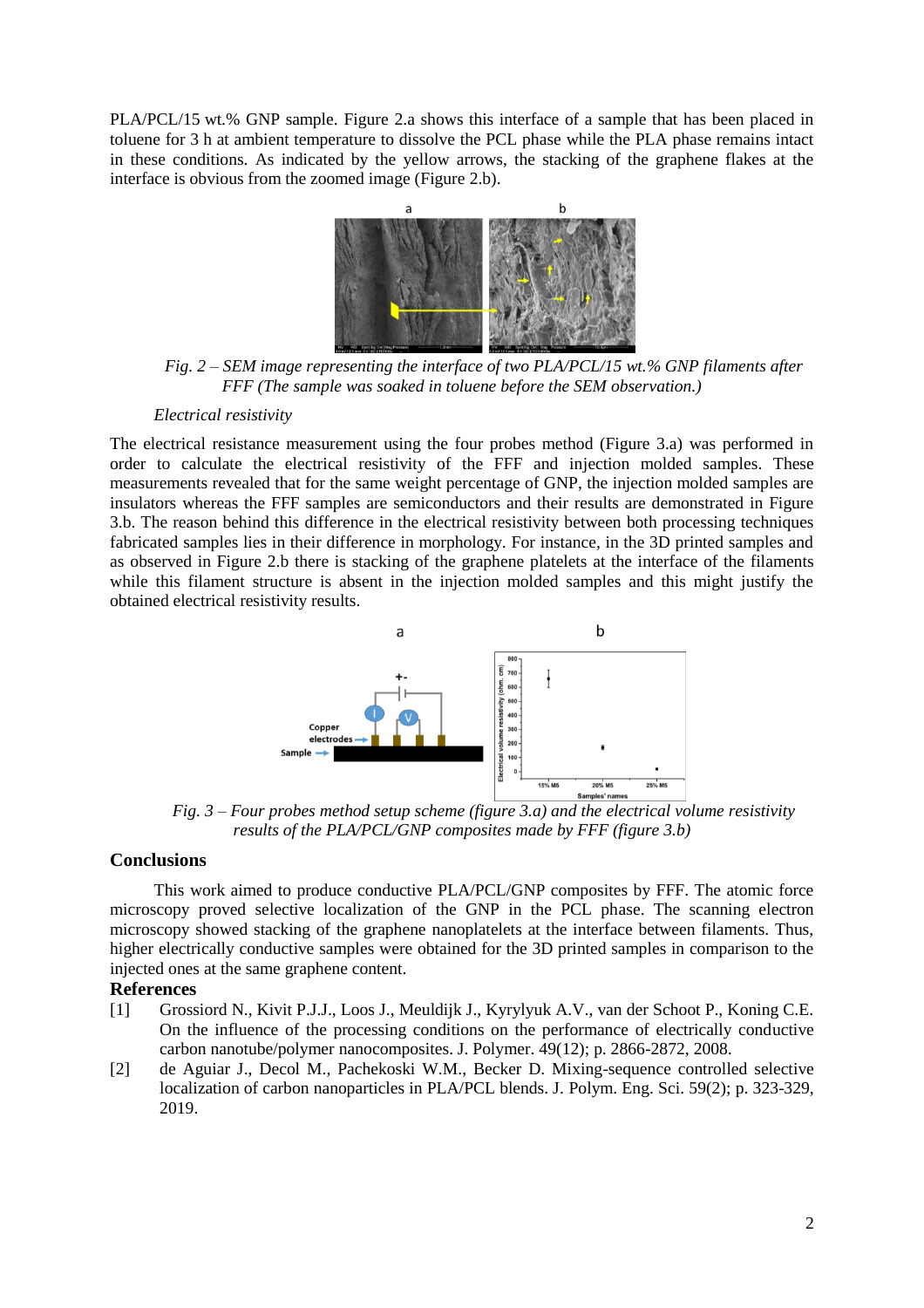PLA/PCL/15 wt.% GNP sample. Figure 2.a shows this interface of a sample that has been placed in toluene for 3 h at ambient temperature to dissolve the PCL phase while the PLA phase remains intact in these conditions. As indicated by the yellow arrows, the stacking of the graphene flakes at the interface is obvious from the zoomed image (Figure 2.b).

a

b

*Fig. 2 – SEM image representing the interface of two PLA/PCL/15 wt.% GNP filaments after FFF (The sample was soaked in toluene before the SEM observation.)*

*Electrical resistivity*

The electrical resistance measurement using the four probes method (Figure 3.a) was performed in order to calculate the electrical resistivity of the FFF and injection molded samples. These measurements revealed that for the same weight percentage of GNP, the injection molded samples are insulators whereas the FFF samples are semiconductors and their results are demonstrated in Figure 3.b. The reason behind this difference in the electrical resistivity between both processing techniques fabricated samples lies in their difference in morphology. For instance, in the 3D printed samples and as observed in Figure 2.b there is stacking of the graphene platelets at the interface of the filaments while this filament structure is absent in the injection molded samples and this might justify the obtained electrical resistivity results.

a

b

+-

I

V

Copper electrodes

Sample

Electrical volume resistivity (ohm. cm)

800
700
600
500
400
300
200
100
0

15% MS

20% MS

25% MS

Samples' names

*Fig. 3 – Four probes method setup scheme (figure 3.a) and the electrical volume resistivity results of the PLA/PCL/GNP composites made by FFF (figure 3.b)*

## Conclusions

This work aimed to produce conductive PLA/PCL/GNP composites by FFF. The atomic force microscopy proved selective localization of the GNP in the PCL phase. The scanning electron microscopy showed stacking of the graphene nanoplatelets at the interface between filaments. Thus, higher electrically conductive samples were obtained for the 3D printed samples in comparison to the injected ones at the same graphene content.

## References

[1] Grossiord N., Kivit P.J.J., Loos J., Meuldijk J., Kyrylyuk A.V., van der Schoot P., Koning C.E. On the influence of the processing conditions on the performance of electrically conductive carbon nanotube/polymer nanocomposites. J. Polymer. 49(12); p. 2866-2872, 2008.

[2] de Aguiar J., Decol M., Pachekoski W.M., Becker D. Mixing-sequence controlled selective localization of carbon nanoparticles in PLA/PCL blends. J. Polym. Eng. Sci. 59(2); p. 323-329, 2019.